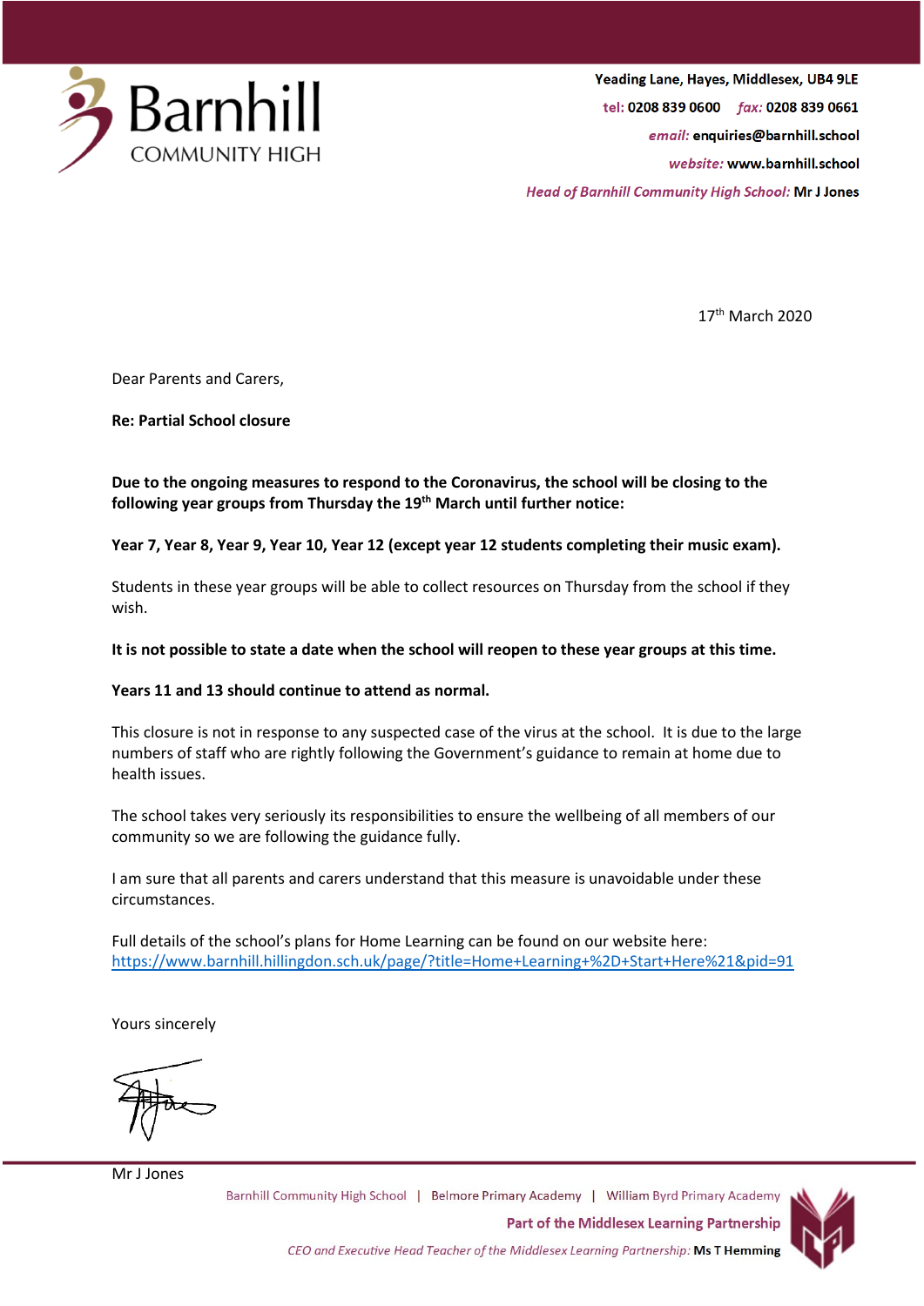Barnhill COMMUNITY HIGH

Yeading Lane, Hayes, Middlesex, UB4 9LE

tel: 0208 839 0600 fax: 0208 839 0661

email: enquiries@barnhill.school

website: www.barnhill.school

*Head of Barnhill Community High School:* **Mr J Jones**

17th March 2020

Dear Parents and Carers,

**Re: Partial School closure**

**Due to the ongoing measures to respond to the Coronavirus, the school will be closing to the following year groups from Thursday the 19th March until further notice:**

**Year 7, Year 8, Year 9, Year 10, Year 12 (except year 12 students completing their music exam).**

Students in these year groups will be able to collect resources on Thursday from the school if they wish.

**It is not possible to state a date when the school will reopen to these year groups at this time.**

**Years 11 and 13 should continue to attend as normal.**

This closure is not in response to any suspected case of the virus at the school. It is due to the large numbers of staff who are rightly following the Government's guidance to remain at home due to health issues.

The school takes very seriously its responsibilities to ensure the wellbeing of all members of our community so we are following the guidance fully.

I am sure that all parents and carers understand that this measure is unavoidable under these circumstances.

Full details of the school's plans for Home Learning can be found on our website here:
https://www.barnhill.hillingdon.sch.uk/page/?title=Home+Learning+%2D+Start+Here%21&pid=91

Yours sincerely

Mr J Jones

Barnhill Community High School | Belmore Primary Academy | William Byrd Primary Academy

**Part of the Middlesex Learning Partnership**

*CEO and Executive Head Teacher of the Middlesex Learning Partnership:* **Ms T Hemming**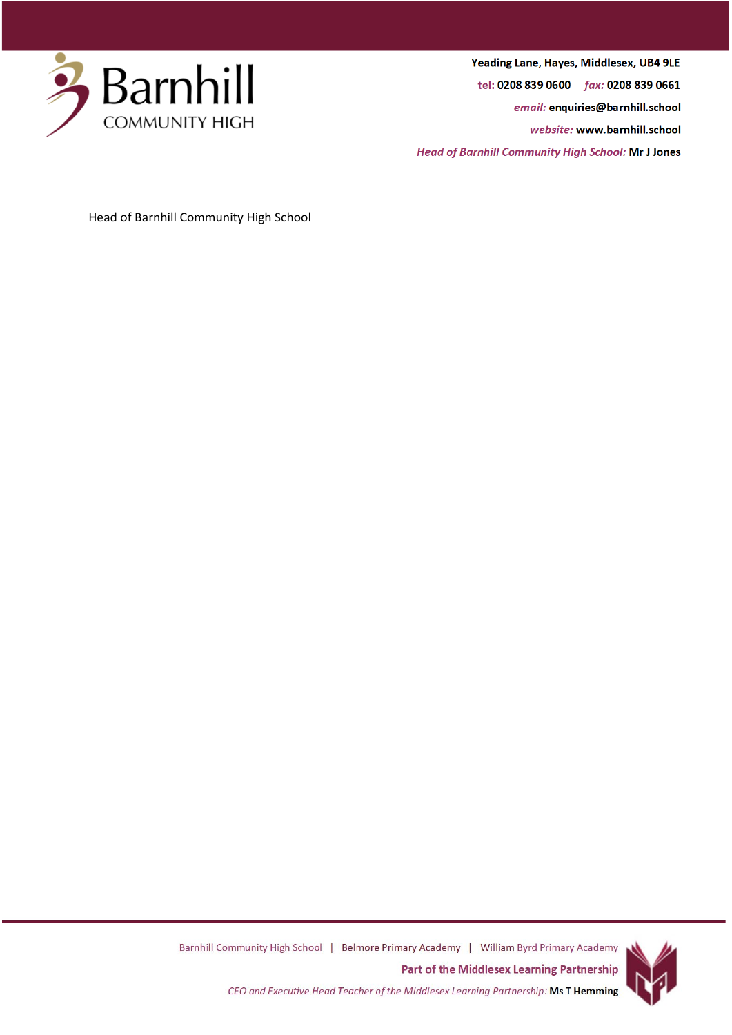Yeading Lane, Hayes, Middlesex, UB4 9LE

*tel:* 0208 839 0600 *fax:* 0208 839 0661

*email:* enquiries@barnhill.school

*website:* www.barnhill.school

*Head of Barnhill Community High School:* **Mr J Jones**

Head of Barnhill Community High School

Barnhill Community High School | Belmore Primary Academy | William Byrd Primary Academy

**Part of the Middlesex Learning Partnership**

*CEO and Executive Head Teacher of the Middlesex Learning Partnership:* **Ms T Hemming**